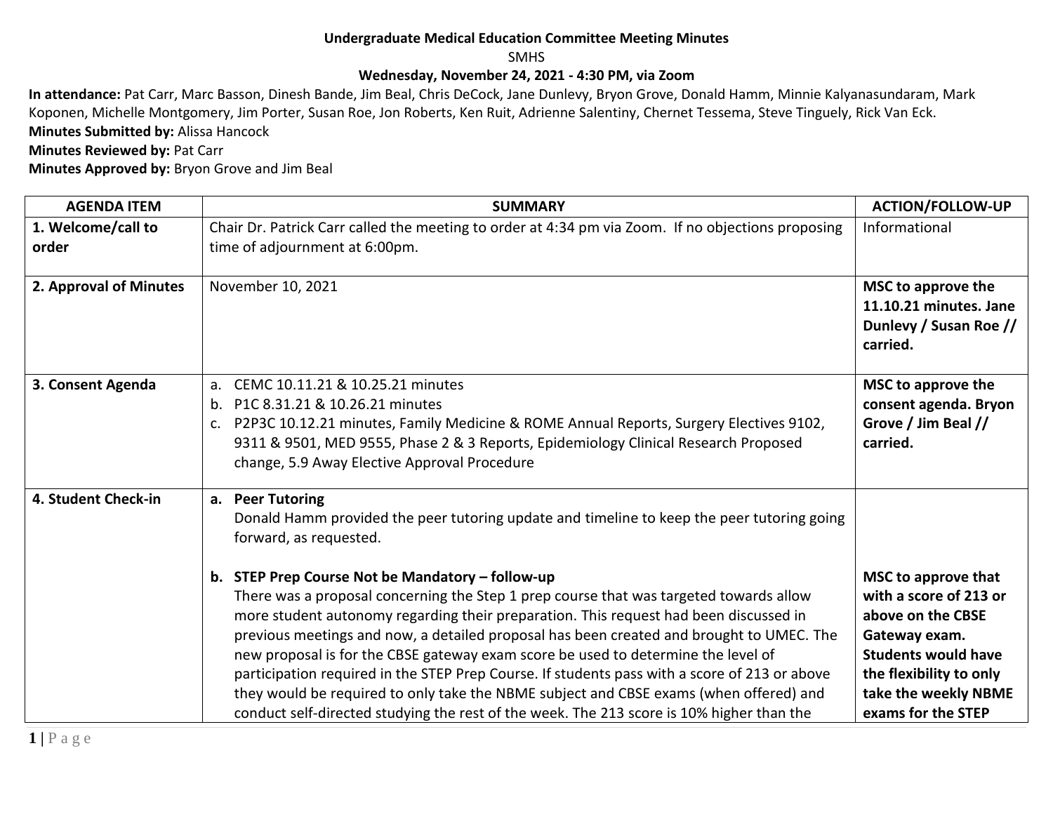**Undergraduate Medical Education Committee Meeting Minutes**

SMHS

**Wednesday, November 24, 2021 - 4:30 PM, via Zoom**

**In attendance:** Pat Carr, Marc Basson, Dinesh Bande, Jim Beal, Chris DeCock, Jane Dunlevy, Bryon Grove, Donald Hamm, Minnie Kalyanasundaram, Mark Koponen, Michelle Montgomery, Jim Porter, Susan Roe, Jon Roberts, Ken Ruit, Adrienne Salentiny, Chernet Tessema, Steve Tinguely, Rick Van Eck.

**Minutes Submitted by:** Alissa Hancock

**Minutes Reviewed by:** Pat Carr

**Minutes Approved by:** Bryon Grove and Jim Beal

| AGENDA ITEM | SUMMARY | ACTION/FOLLOW-UP |
|---|---|---|
| **1. Welcome/call to order** | Chair Dr. Patrick Carr called the meeting to order at 4:34 pm via Zoom. If no objections proposing time of adjournment at 6:00pm. | Informational |
| **2. Approval of Minutes** | November 10, 2021 | **MSC to approve the 11.10.21 minutes. Jane Dunlevy / Susan Roe // carried.** |
| **3. Consent Agenda** | a. CEMC 10.11.21 & 10.25.21 minutes<br>b. P1C 8.31.21 & 10.26.21 minutes<br>c. P2P3C 10.12.21 minutes, Family Medicine & ROME Annual Reports, Surgery Electives 9102, 9311 & 9501, MED 9555, Phase 2 & 3 Reports, Epidemiology Clinical Research Proposed change, 5.9 Away Elective Approval Procedure | **MSC to approve the consent agenda. Bryon Grove / Jim Beal // carried.** |
| **4. Student Check-in** | **a. Peer Tutoring**<br>Donald Hamm provided the peer tutoring update and timeline to keep the peer tutoring going forward, as requested.<br><br>**b. STEP Prep Course Not be Mandatory – follow-up**<br>There was a proposal concerning the Step 1 prep course that was targeted towards allow more student autonomy regarding their preparation. This request had been discussed in previous meetings and now, a detailed proposal has been created and brought to UMEC. The new proposal is for the CBSE gateway exam score be used to determine the level of participation required in the STEP Prep Course. If students pass with a score of 213 or above they would be required to only take the NBME subject and CBSE exams (when offered) and conduct self-directed studying the rest of the week. The 213 score is 10% higher than the | **MSC to approve that with a score of 213 or above on the CBSE Gateway exam. Students would have the flexibility to only take the weekly NBME exams for the STEP** |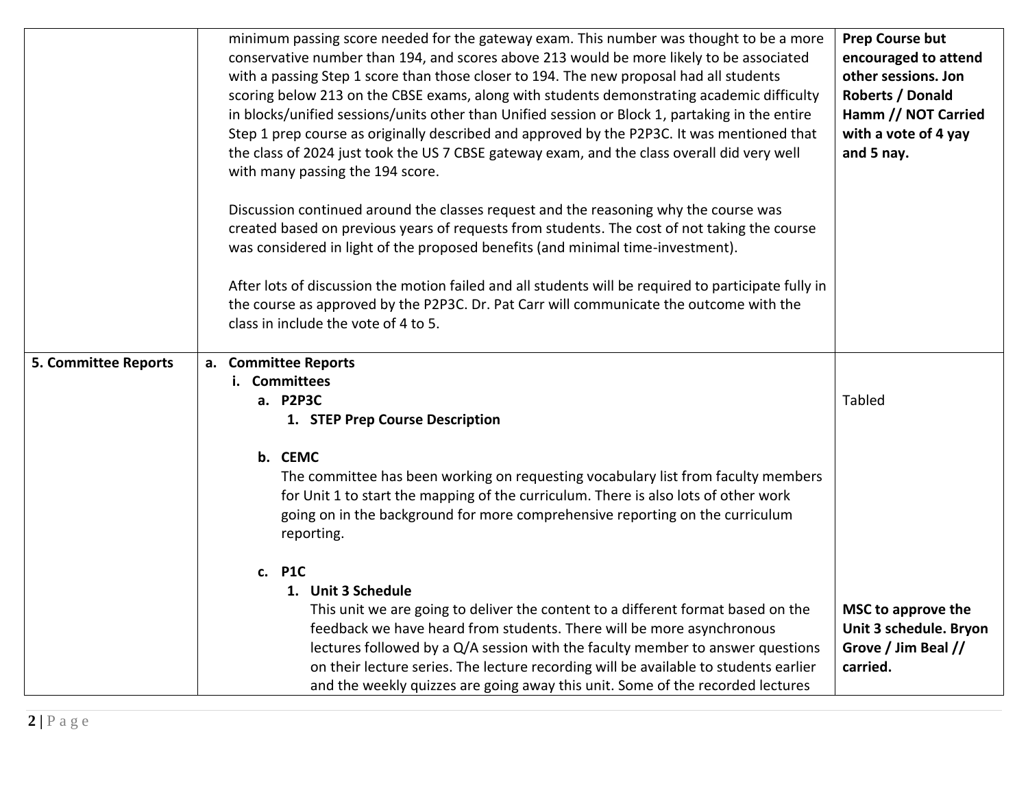| | | |
|---|---|---|
| | minimum passing score needed for the gateway exam. This number was thought to be a more conservative number than 194, and scores above 213 would be more likely to be associated with a passing Step 1 score than those closer to 194. The new proposal had all students scoring below 213 on the CBSE exams, along with students demonstrating academic difficulty in blocks/unified sessions/units other than Unified session or Block 1, partaking in the entire Step 1 prep course as originally described and approved by the P2P3C. It was mentioned that the class of 2024 just took the US 7 CBSE gateway exam, and the class overall did very well with many passing the 194 score.<br><br>Discussion continued around the classes request and the reasoning why the course was created based on previous years of requests from students. The cost of not taking the course was considered in light of the proposed benefits (and minimal time-investment).<br><br>After lots of discussion the motion failed and all students will be required to participate fully in the course as approved by the P2P3C. Dr. Pat Carr will communicate the outcome with the class in include the vote of 4 to 5. | **Prep Course but encouraged to attend other sessions. Jon Roberts / Donald Hamm // NOT Carried with a vote of 4 yay and 5 nay.** |
| **5. Committee Reports** | **a. Committee Reports**<br>**i. Committees**<br>**a. P2P3C**<br>**1. STEP Prep Course Description**<br><br>**b. CEMC**<br>The committee has been working on requesting vocabulary list from faculty members for Unit 1 to start the mapping of the curriculum. There is also lots of other work going on in the background for more comprehensive reporting on the curriculum reporting.<br><br>**c. P1C**<br>**1. Unit 3 Schedule**<br>This unit we are going to deliver the content to a different format based on the feedback we have heard from students. There will be more asynchronous lectures followed by a Q/A session with the faculty member to answer questions on their lecture series. The lecture recording will be available to students earlier and the weekly quizzes are going away this unit. Some of the recorded lectures | Tabled<br><br><br><br><br><br><br><br><br>**MSC to approve the Unit 3 schedule. Bryon Grove / Jim Beal // carried.** |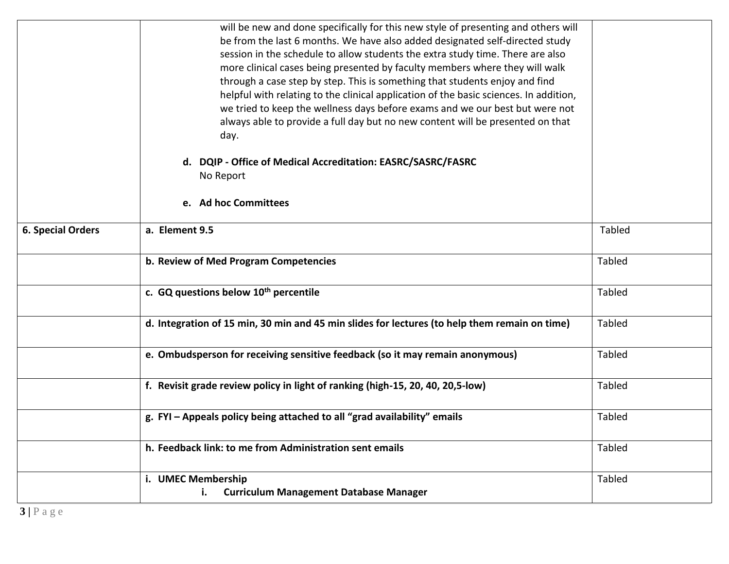| | | |
|---|---|---|
| | will be new and done specifically for this new style of presenting and others will be from the last 6 months. We have also added designated self-directed study session in the schedule to allow students the extra study time. There are also more clinical cases being presented by faculty members where they will walk through a case step by step. This is something that students enjoy and find helpful with relating to the clinical application of the basic sciences. In addition, we tried to keep the wellness days before exams and we our best but were not always able to provide a full day but no new content will be presented on that day.<br><br>**d. DQIP - Office of Medical Accreditation: EASRC/SASRC/FASRC**<br>No Report<br><br>**e. Ad hoc Committees** | |
| **6. Special Orders** | **a. Element 9.5** | Tabled |
| | **b. Review of Med Program Competencies** | Tabled |
| | **c. GQ questions below 10th percentile** | Tabled |
| | **d. Integration of 15 min, 30 min and 45 min slides for lectures (to help them remain on time)** | Tabled |
| | **e. Ombudsperson for receiving sensitive feedback (so it may remain anonymous)** | Tabled |
| | **f. Revisit grade review policy in light of ranking (high-15, 20, 40, 20,5-low)** | Tabled |
| | **g. FYI – Appeals policy being attached to all "grad availability" emails** | Tabled |
| | **h. Feedback link: to me from Administration sent emails** | Tabled |
| | **i. UMEC Membership**<br>**i. Curriculum Management Database Manager** | Tabled |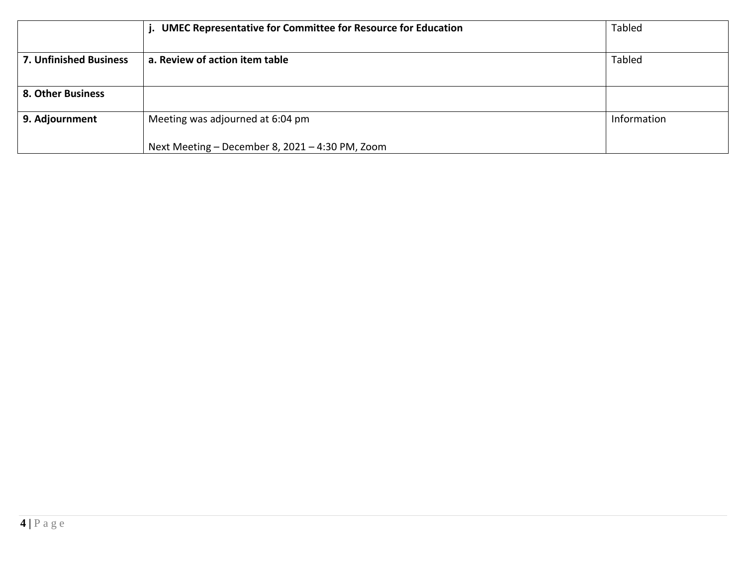| | | |
|---|---|---|
| | **j. UMEC Representative for Committee for Resource for Education** | Tabled |
| **7. Unfinished Business** | **a. Review of action item table** | Tabled |
| **8. Other Business** | | |
| **9. Adjournment** | Meeting was adjourned at 6:04 pm<br><br>Next Meeting – December 8, 2021 – 4:30 PM, Zoom | Information |